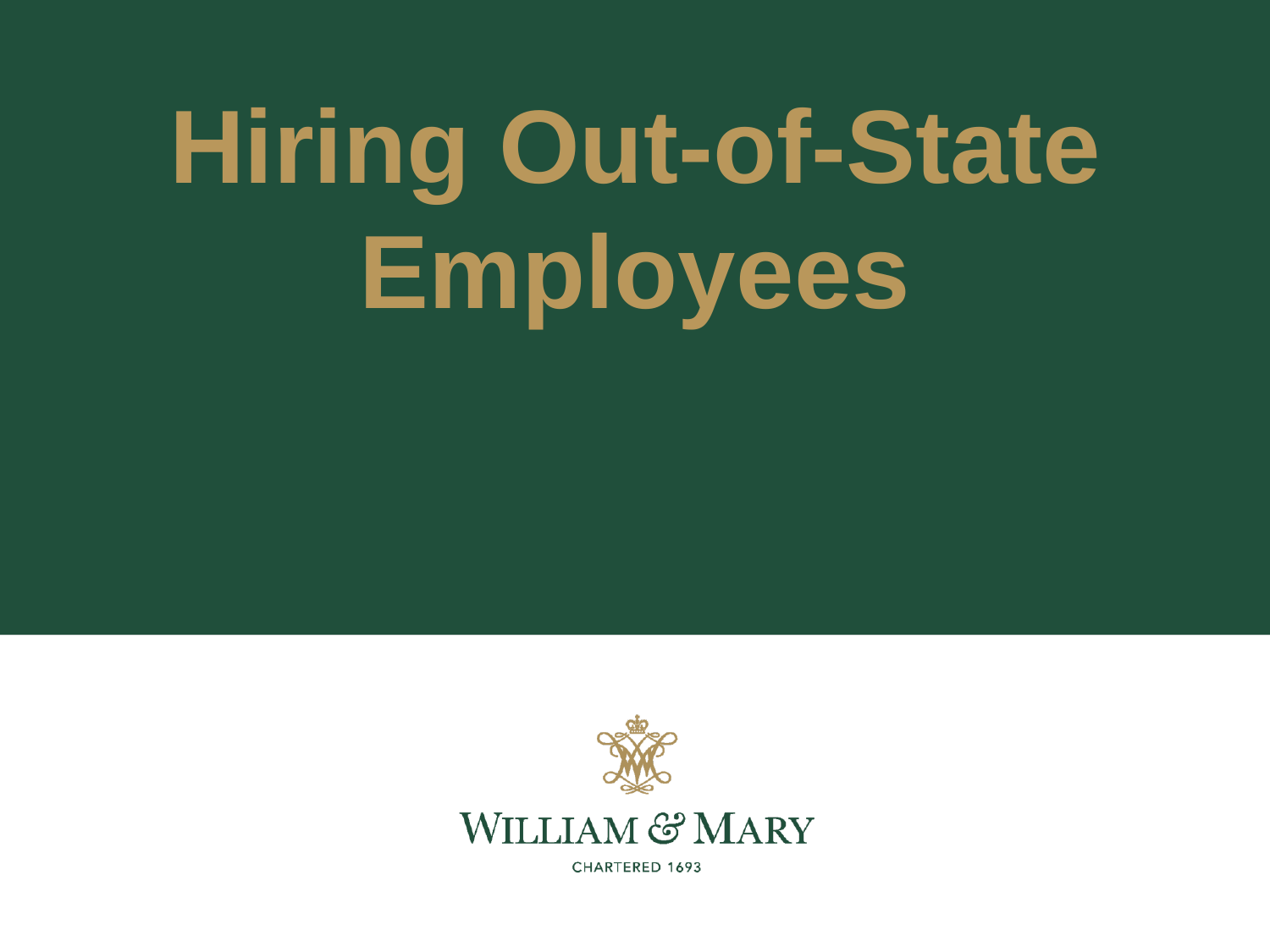# Hiring Out-of-State Employees

WILLIAM & MARY

CHARTERED 1693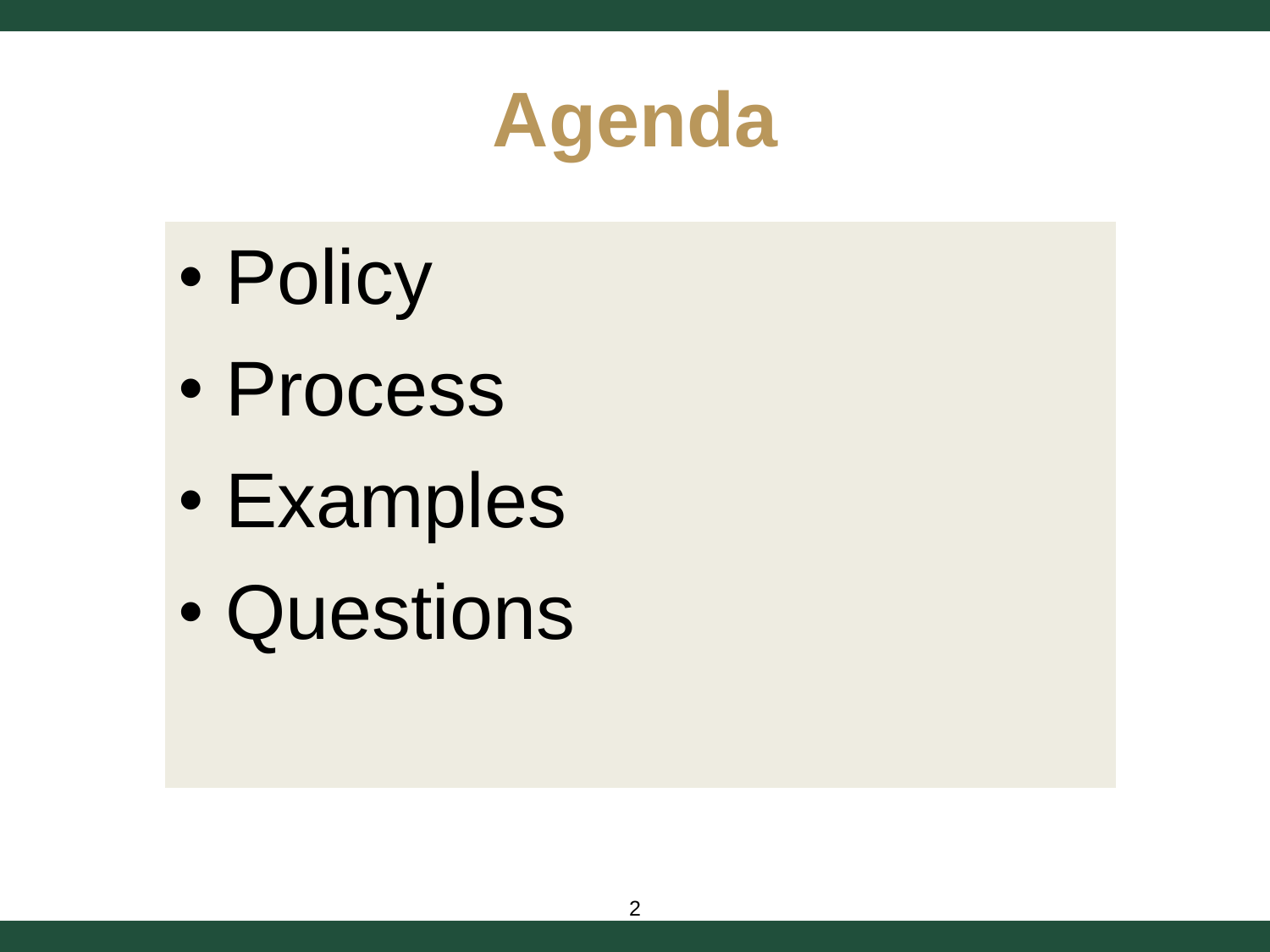# Agenda

- Policy
- Process
- Examples
- Questions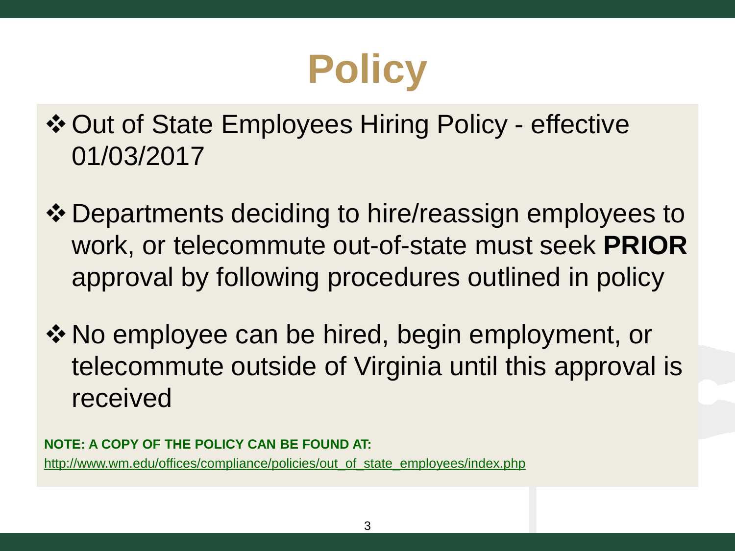# Policy

- Out of State Employees Hiring Policy - effective 01/03/2017
- Departments deciding to hire/reassign employees to work, or telecommute out-of-state must seek **PRIOR** approval by following procedures outlined in policy
- No employee can be hired, begin employment, or telecommute outside of Virginia until this approval is received

**NOTE: A COPY OF THE POLICY CAN BE FOUND AT:**
http://www.wm.edu/offices/compliance/policies/out_of_state_employees/index.php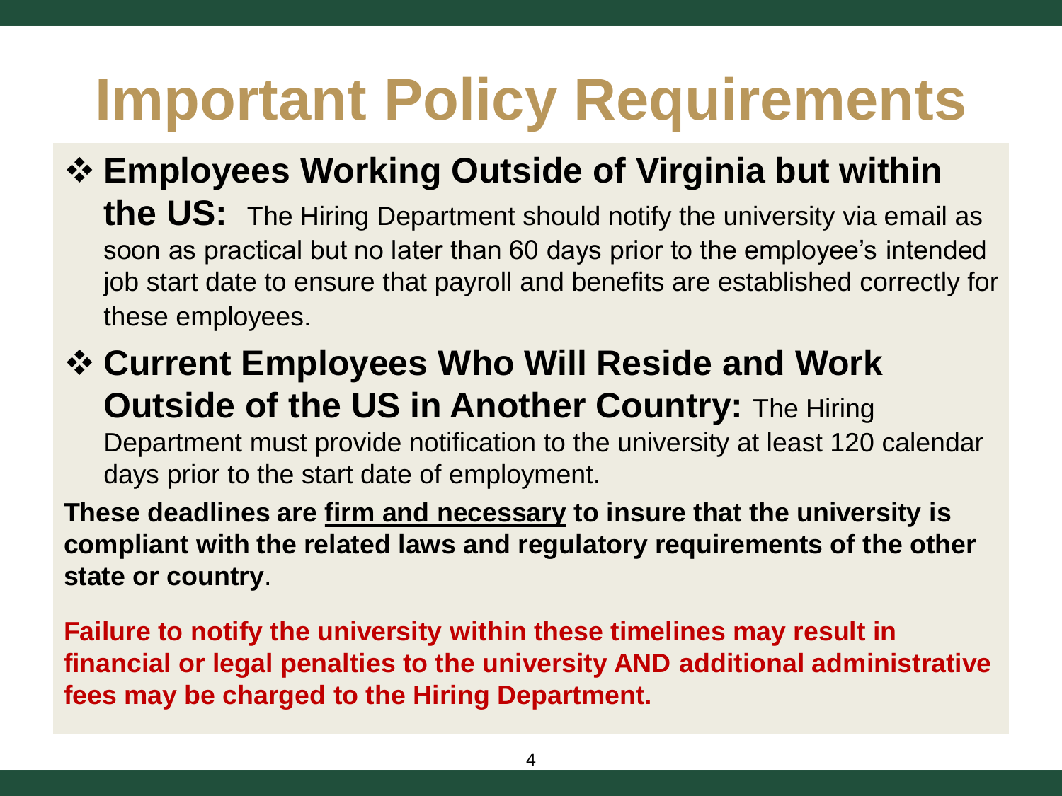# Important Policy Requirements

- **Employees Working Outside of Virginia but within the US:** The Hiring Department should notify the university via email as soon as practical but no later than 60 days prior to the employee's intended job start date to ensure that payroll and benefits are established correctly for these employees.
- **Current Employees Who Will Reside and Work Outside of the US in Another Country:** The Hiring Department must provide notification to the university at least 120 calendar days prior to the start date of employment.

**These deadlines are <u>firm and necessary</u> to insure that the university is compliant with the related laws and regulatory requirements of the other state or country**.

**Failure to notify the university within these timelines may result in financial or legal penalties to the university AND additional administrative fees may be charged to the Hiring Department.**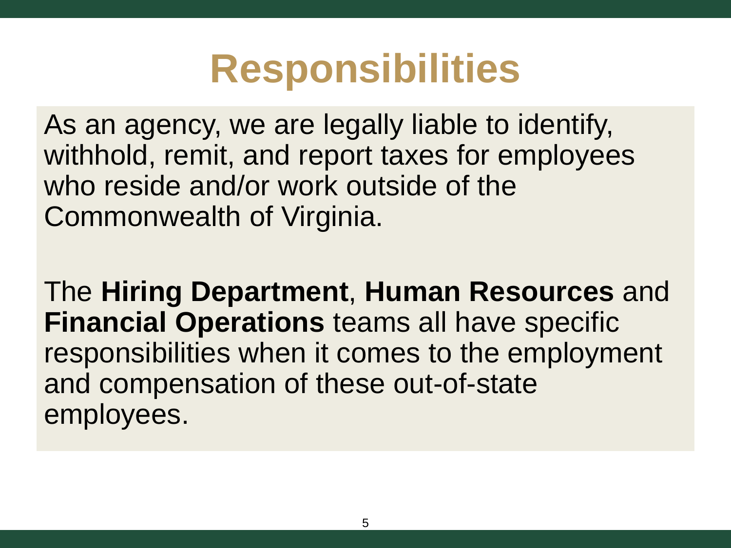# Responsibilities

As an agency, we are legally liable to identify, withhold, remit, and report taxes for employees who reside and/or work outside of the Commonwealth of Virginia.

The **Hiring Department**, **Human Resources** and **Financial Operations** teams all have specific responsibilities when it comes to the employment and compensation of these out-of-state employees.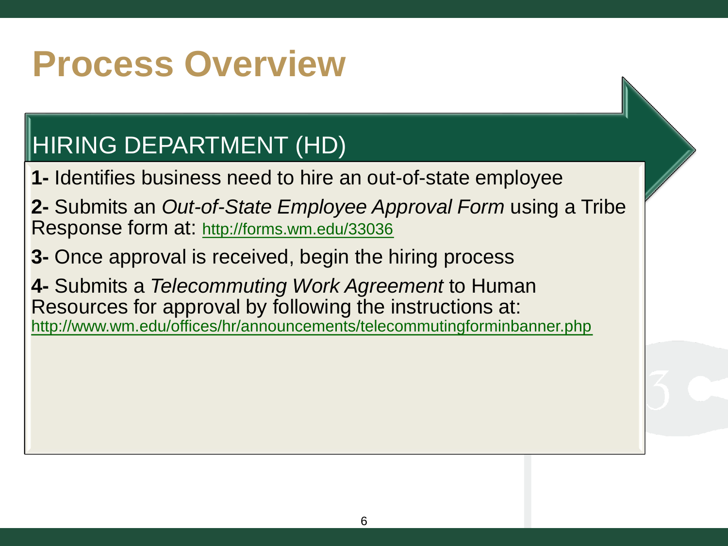# Process Overview

## HIRING DEPARTMENT (HD)

**1-** Identifies business need to hire an out-of-state employee

**2-** Submits an *Out-of-State Employee Approval Form* using a Tribe Response form at: http://forms.wm.edu/33036

**3-** Once approval is received, begin the hiring process

**4-** Submits a *Telecommuting Work Agreement* to Human Resources for approval by following the instructions at: http://www.wm.edu/offices/hr/announcements/telecommutingforminbanner.php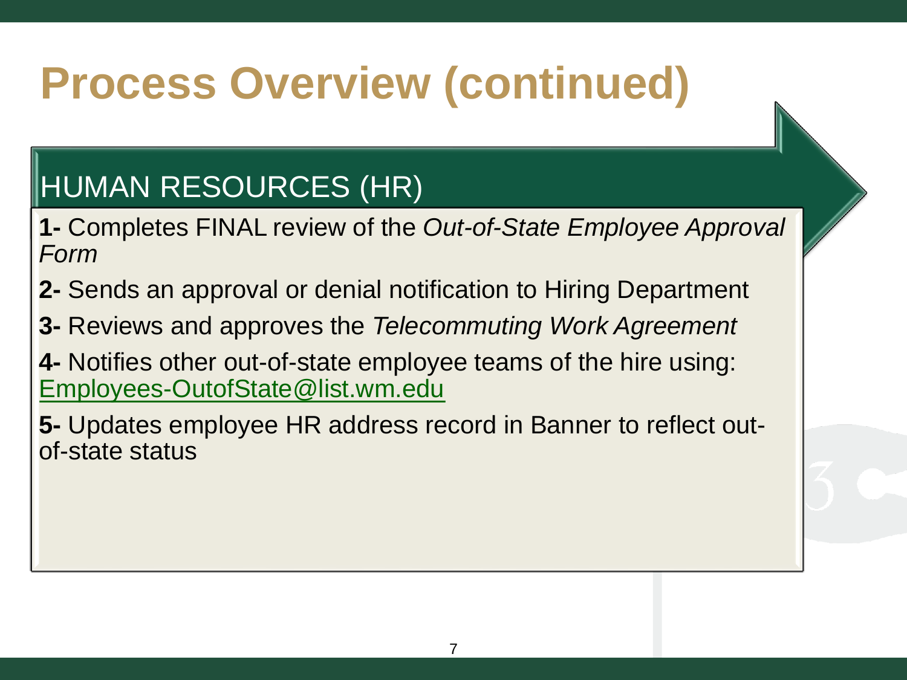# Process Overview (continued)

## HUMAN RESOURCES (HR)

**1-** Completes FINAL review of the *Out-of-State Employee Approval Form*

**2-** Sends an approval or denial notification to Hiring Department

**3-** Reviews and approves the *Telecommuting Work Agreement*

**4-** Notifies other out-of-state employee teams of the hire using: Employees-OutofState@list.wm.edu

**5-** Updates employee HR address record in Banner to reflect out-of-state status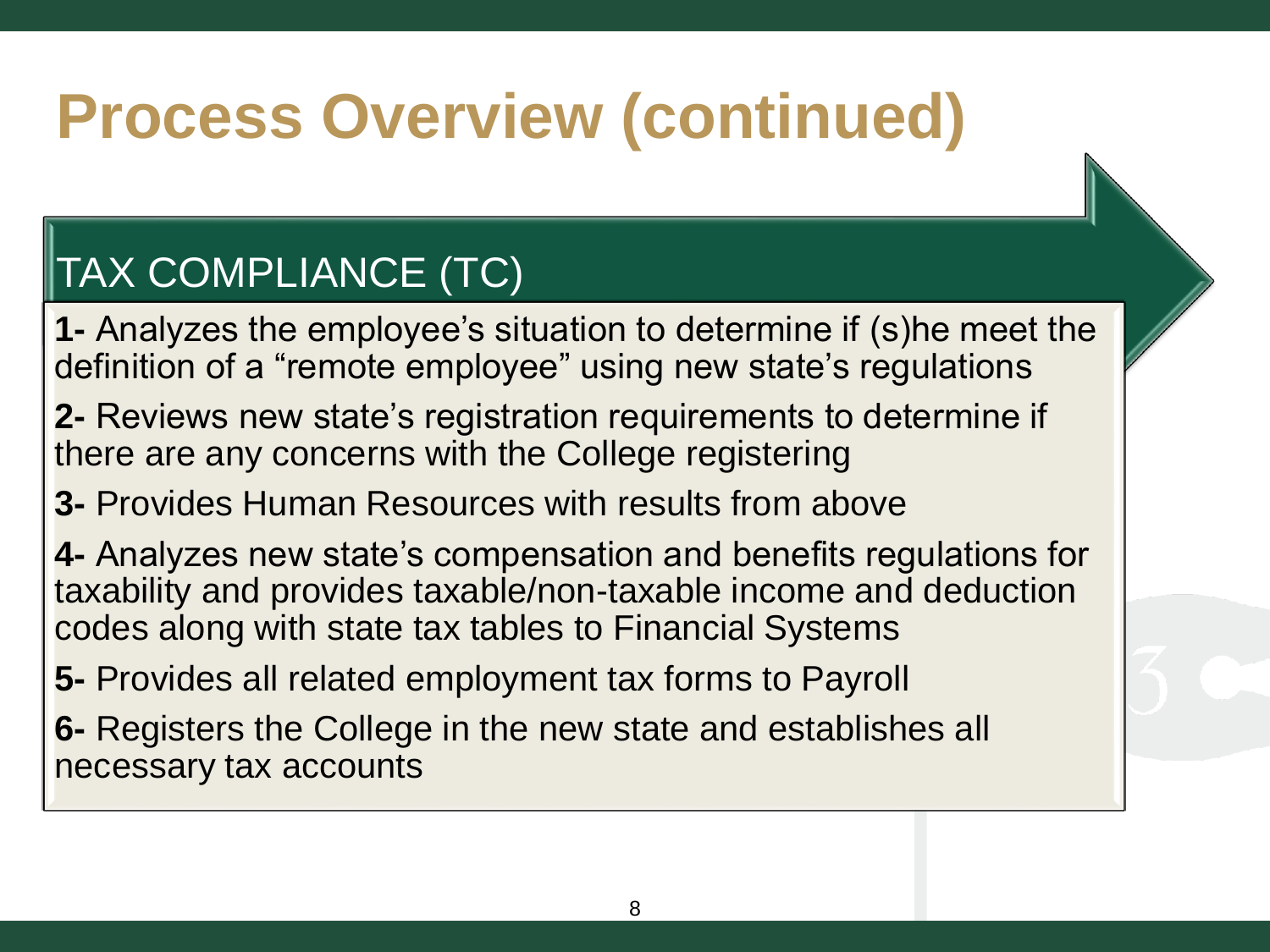# Process Overview (continued)

## TAX COMPLIANCE (TC)

**1-** Analyzes the employee's situation to determine if (s)he meet the definition of a "remote employee" using new state's regulations

**2-** Reviews new state's registration requirements to determine if there are any concerns with the College registering

**3-** Provides Human Resources with results from above

**4-** Analyzes new state's compensation and benefits regulations for taxability and provides taxable/non-taxable income and deduction codes along with state tax tables to Financial Systems

**5-** Provides all related employment tax forms to Payroll

**6-** Registers the College in the new state and establishes all necessary tax accounts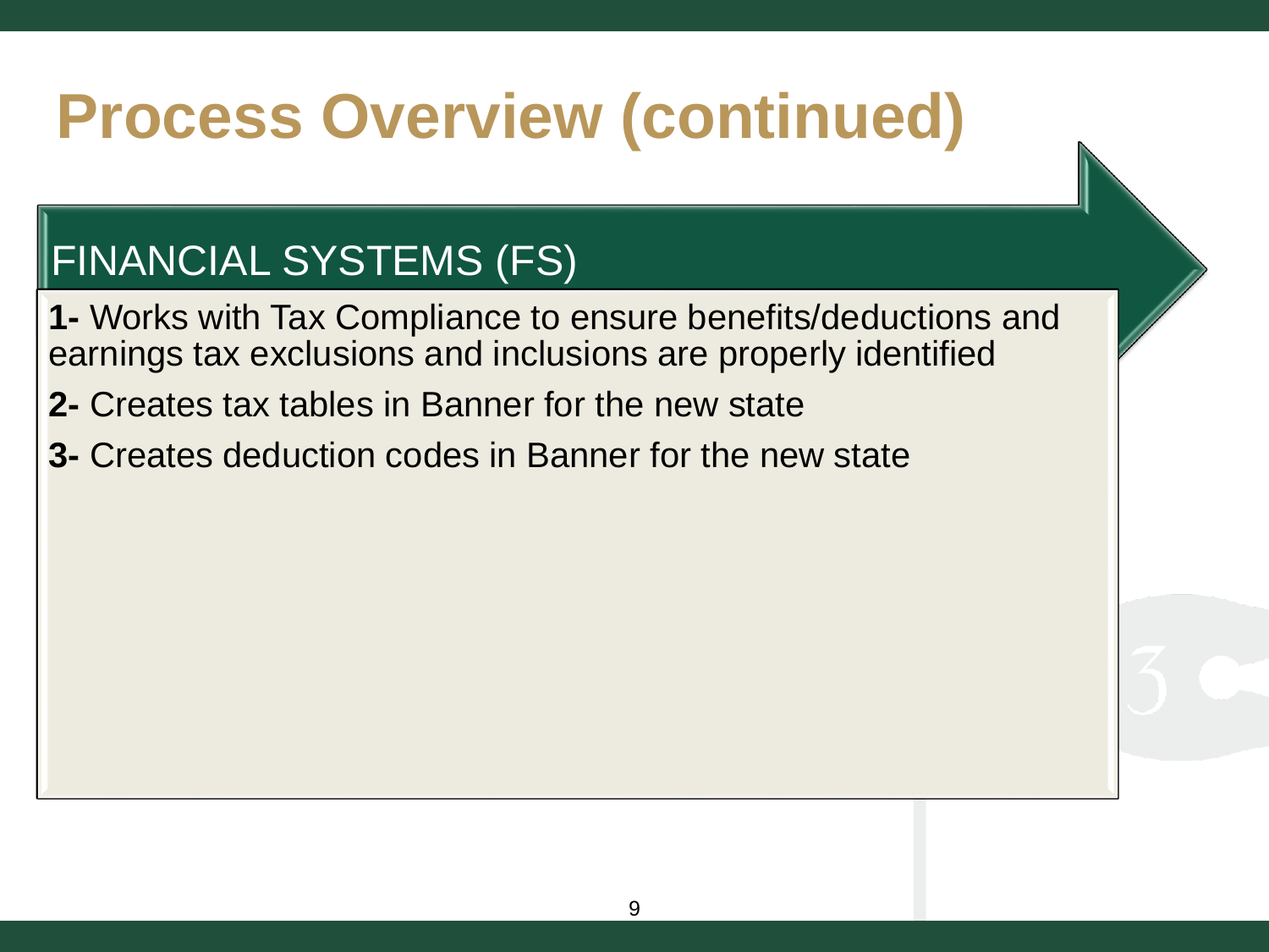# Process Overview (continued)

## FINANCIAL SYSTEMS (FS)

**1-** Works with Tax Compliance to ensure benefits/deductions and earnings tax exclusions and inclusions are properly identified

**2-** Creates tax tables in Banner for the new state

**3-** Creates deduction codes in Banner for the new state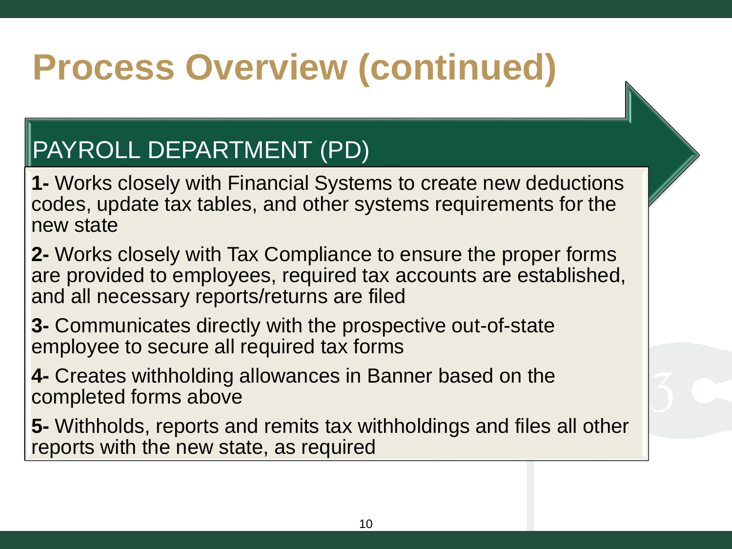# Process Overview (continued)

## PAYROLL DEPARTMENT (PD)

**1-** Works closely with Financial Systems to create new deductions codes, update tax tables, and other systems requirements for the new state

**2-** Works closely with Tax Compliance to ensure the proper forms are provided to employees, required tax accounts are established, and all necessary reports/returns are filed

**3-** Communicates directly with the prospective out-of-state employee to secure all required tax forms

**4-** Creates withholding allowances in Banner based on the completed forms above

**5-** Withholds, reports and remits tax withholdings and files all other reports with the new state, as required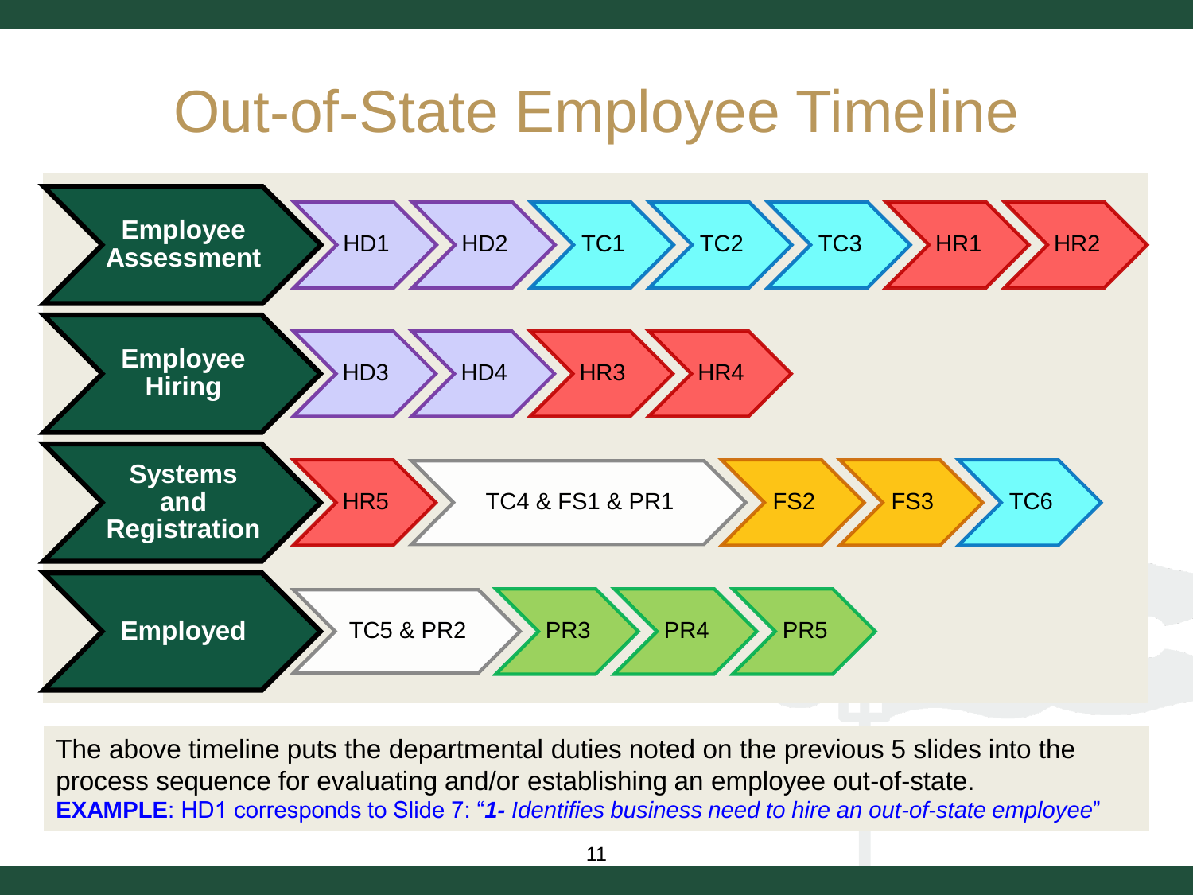# Out-of-State Employee Timeline

| Phase | Steps |
| --- | --- |
| **Employee Assessment** | HD1 → HD2 → TC1 → TC2 → TC3 → HR1 → HR2 |
| **Employee Hiring** | HD3 → HD4 → HR3 → HR4 |
| **Systems and Registration** | HR5 → TC4 & FS1 & PR1 → FS2 → FS3 → TC6 |
| **Employed** | TC5 & PR2 → PR3 → PR4 → PR5 |

The above timeline puts the departmental duties noted on the previous 5 slides into the process sequence for evaluating and/or establishing an employee out-of-state.

**EXAMPLE**: HD1 corresponds to Slide 7: "***1-*** *Identifies business need to hire an out-of-state employee*"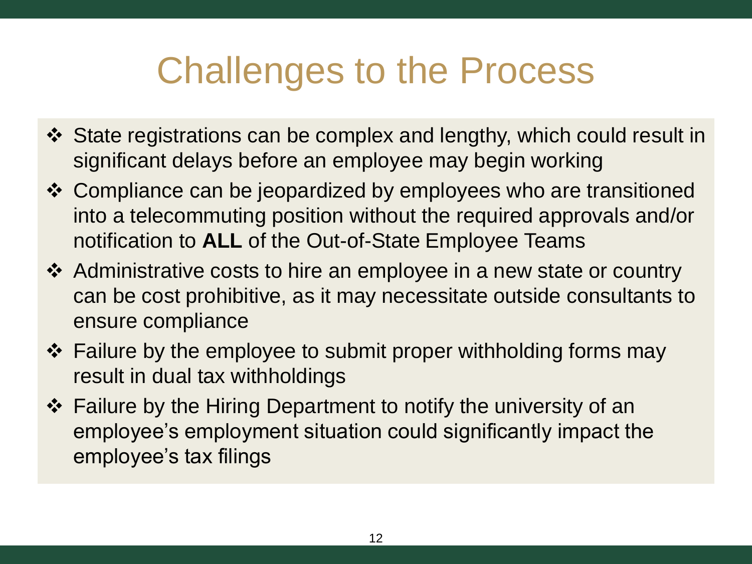# Challenges to the Process

- State registrations can be complex and lengthy, which could result in significant delays before an employee may begin working
- Compliance can be jeopardized by employees who are transitioned into a telecommuting position without the required approvals and/or notification to **ALL** of the Out-of-State Employee Teams
- Administrative costs to hire an employee in a new state or country can be cost prohibitive, as it may necessitate outside consultants to ensure compliance
- Failure by the employee to submit proper withholding forms may result in dual tax withholdings
- Failure by the Hiring Department to notify the university of an employee's employment situation could significantly impact the employee's tax filings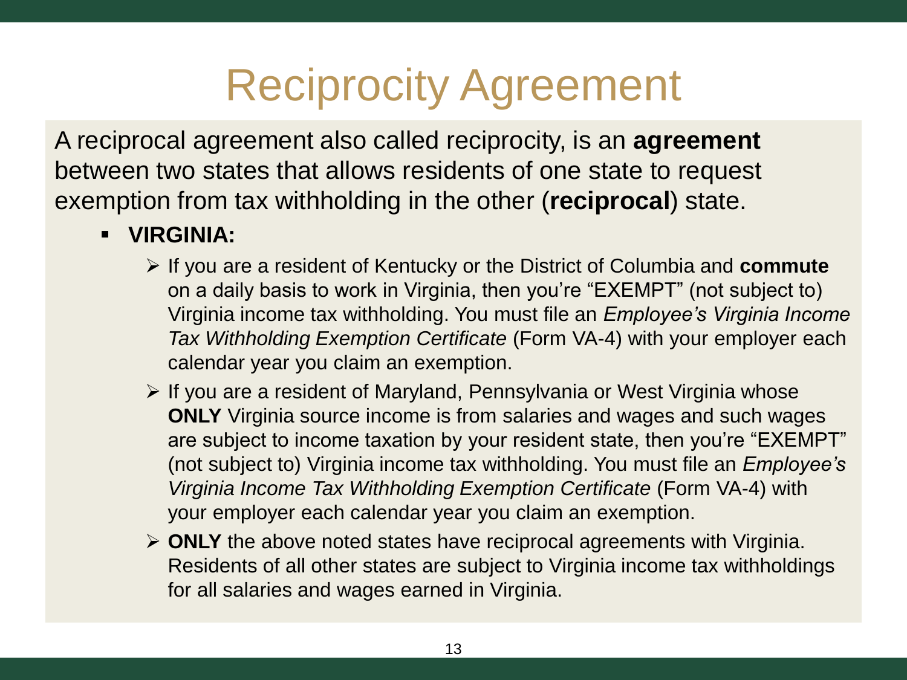# Reciprocity Agreement

A reciprocal agreement also called reciprocity, is an **agreement** between two states that allows residents of one state to request exemption from tax withholding in the other (**reciprocal**) state.

- **VIRGINIA:**
  - If you are a resident of Kentucky or the District of Columbia and **commute** on a daily basis to work in Virginia, then you're "EXEMPT" (not subject to) Virginia income tax withholding. You must file an *Employee's Virginia Income Tax Withholding Exemption Certificate* (Form VA-4) with your employer each calendar year you claim an exemption.
  - If you are a resident of Maryland, Pennsylvania or West Virginia whose **ONLY** Virginia source income is from salaries and wages and such wages are subject to income taxation by your resident state, then you're "EXEMPT" (not subject to) Virginia income tax withholding. You must file an *Employee's Virginia Income Tax Withholding Exemption Certificate* (Form VA-4) with your employer each calendar year you claim an exemption.
  - **ONLY** the above noted states have reciprocal agreements with Virginia. Residents of all other states are subject to Virginia income tax withholdings for all salaries and wages earned in Virginia.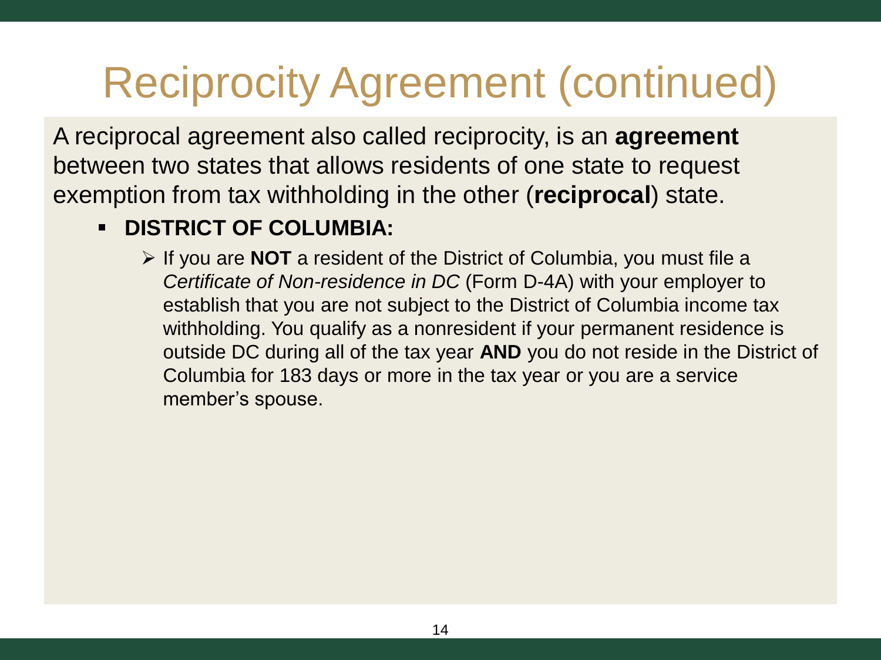# Reciprocity Agreement (continued)

A reciprocal agreement also called reciprocity, is an **agreement** between two states that allows residents of one state to request exemption from tax withholding in the other (**reciprocal**) state.

- **DISTRICT OF COLUMBIA:**
  - If you are **NOT** a resident of the District of Columbia, you must file a *Certificate of Non-residence in DC* (Form D-4A) with your employer to establish that you are not subject to the District of Columbia income tax withholding. You qualify as a nonresident if your permanent residence is outside DC during all of the tax year **AND** you do not reside in the District of Columbia for 183 days or more in the tax year or you are a service member's spouse.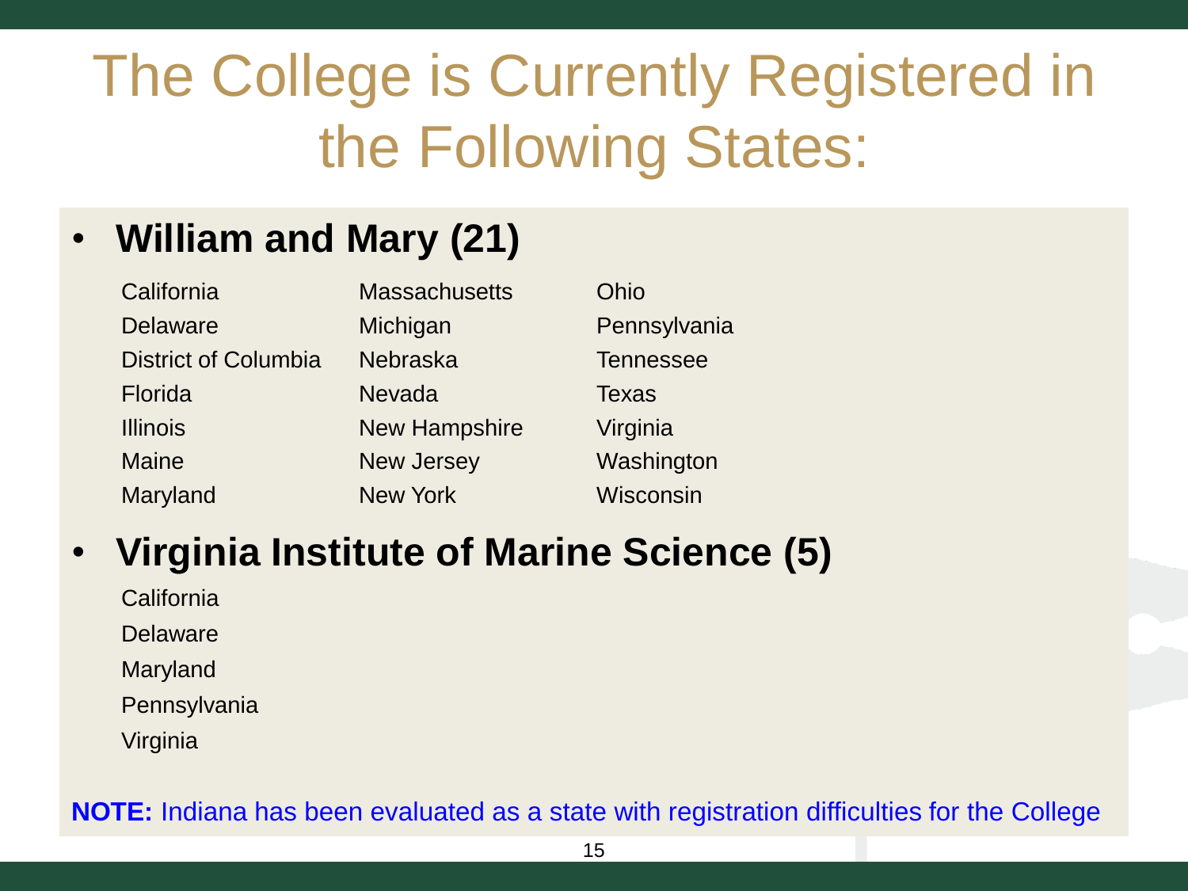# The College is Currently Registered in the Following States:

- **William and Mary (21)**

| | | |
|---|---|---|
| California | Massachusetts | Ohio |
| Delaware | Michigan | Pennsylvania |
| District of Columbia | Nebraska | Tennessee |
| Florida | Nevada | Texas |
| Illinois | New Hampshire | Virginia |
| Maine | New Jersey | Washington |
| Maryland | New York | Wisconsin |

- **Virginia Institute of Marine Science (5)**

  California
  Delaware
  Maryland
  Pennsylvania
  Virginia

**NOTE:** Indiana has been evaluated as a state with registration difficulties for the College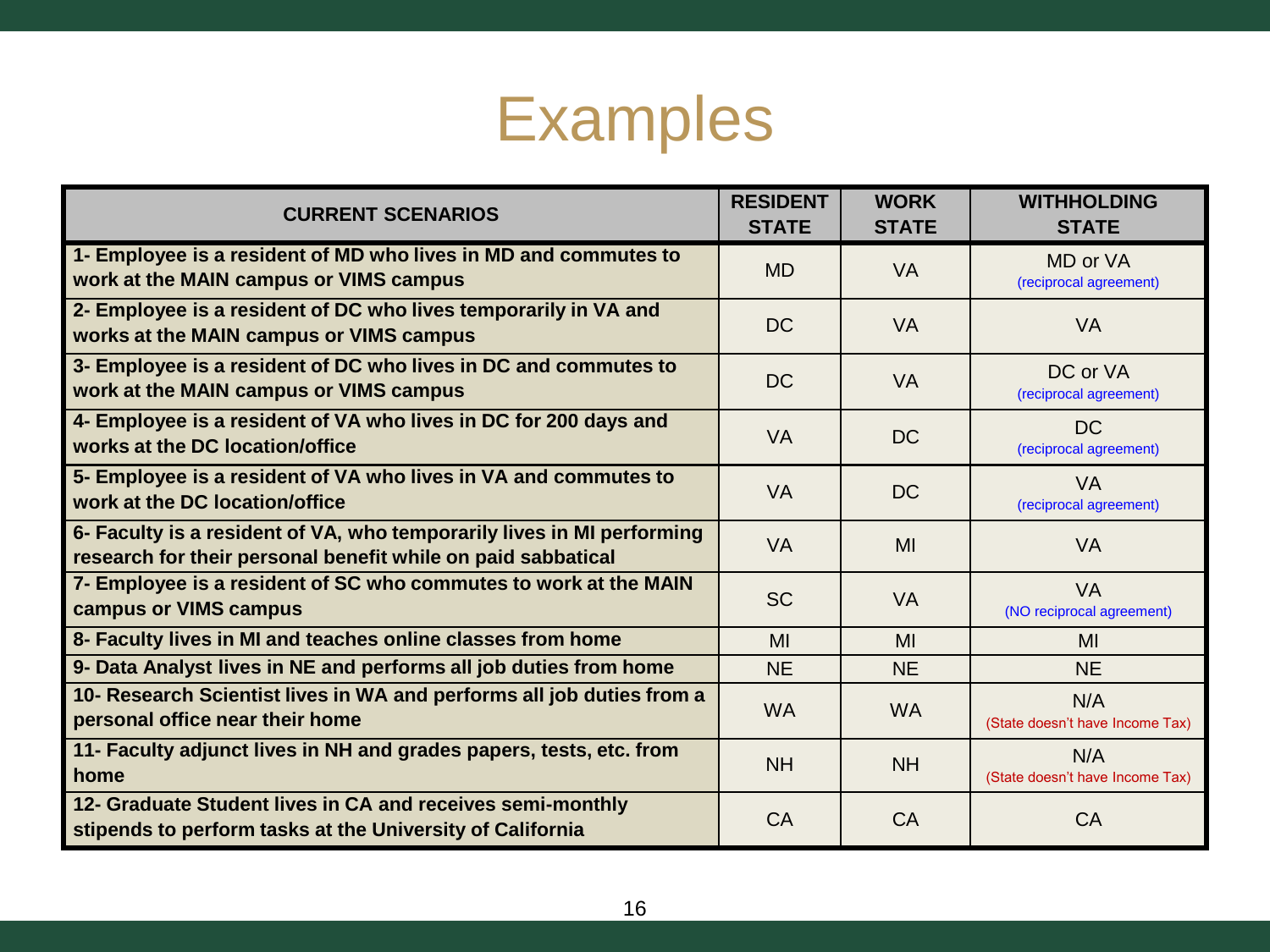# Examples

| CURRENT SCENARIOS | RESIDENT STATE | WORK STATE | WITHHOLDING STATE |
|---|---|---|---|
| **1- Employee is a resident of MD who lives in MD and commutes to work at the MAIN campus or VIMS campus** | MD | VA | MD or VA (reciprocal agreement) |
| **2- Employee is a resident of DC who lives temporarily in VA and works at the MAIN campus or VIMS campus** | DC | VA | VA |
| **3- Employee is a resident of DC who lives in DC and commutes to work at the MAIN campus or VIMS campus** | DC | VA | DC or VA (reciprocal agreement) |
| **4- Employee is a resident of VA who lives in DC for 200 days and works at the DC location/office** | VA | DC | DC (reciprocal agreement) |
| **5- Employee is a resident of VA who lives in VA and commutes to work at the DC location/office** | VA | DC | VA (reciprocal agreement) |
| **6- Faculty is a resident of VA, who temporarily lives in MI performing research for their personal benefit while on paid sabbatical** | VA | MI | VA |
| **7- Employee is a resident of SC who commutes to work at the MAIN campus or VIMS campus** | SC | VA | VA (NO reciprocal agreement) |
| **8- Faculty lives in MI and teaches online classes from home** | MI | MI | MI |
| **9- Data Analyst lives in NE and performs all job duties from home** | NE | NE | NE |
| **10- Research Scientist lives in WA and performs all job duties from a personal office near their home** | WA | WA | N/A (State doesn't have Income Tax) |
| **11- Faculty adjunct lives in NH and grades papers, tests, etc. from home** | NH | NH | N/A (State doesn't have Income Tax) |
| **12- Graduate Student lives in CA and receives semi-monthly stipends to perform tasks at the University of California** | CA | CA | CA |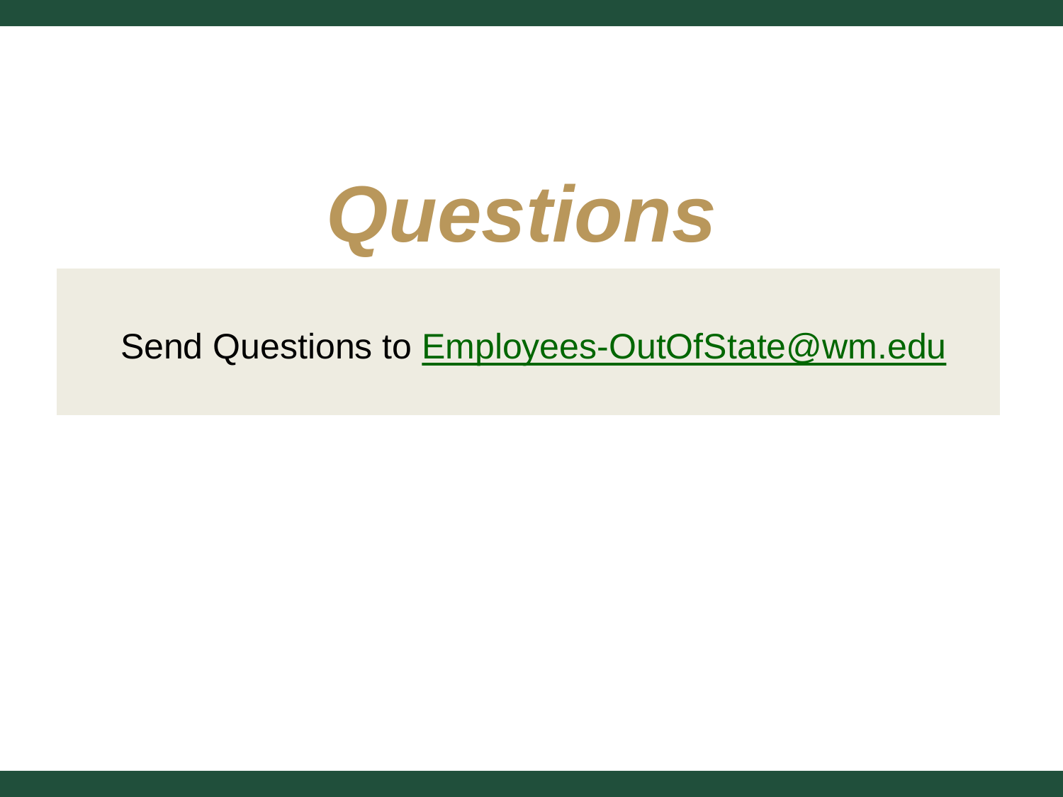# *Questions*

Send Questions to Employees-OutOfState@wm.edu